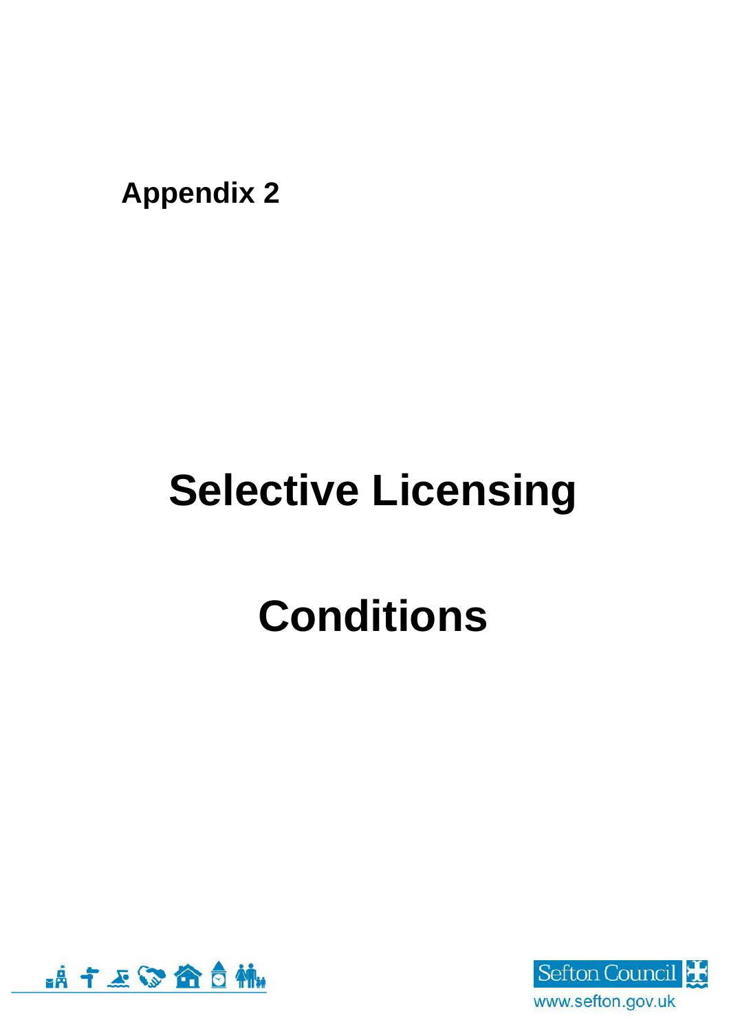**Appendix 2**

# Selective Licensing

# Conditions

Sefton Council

www.sefton.gov.uk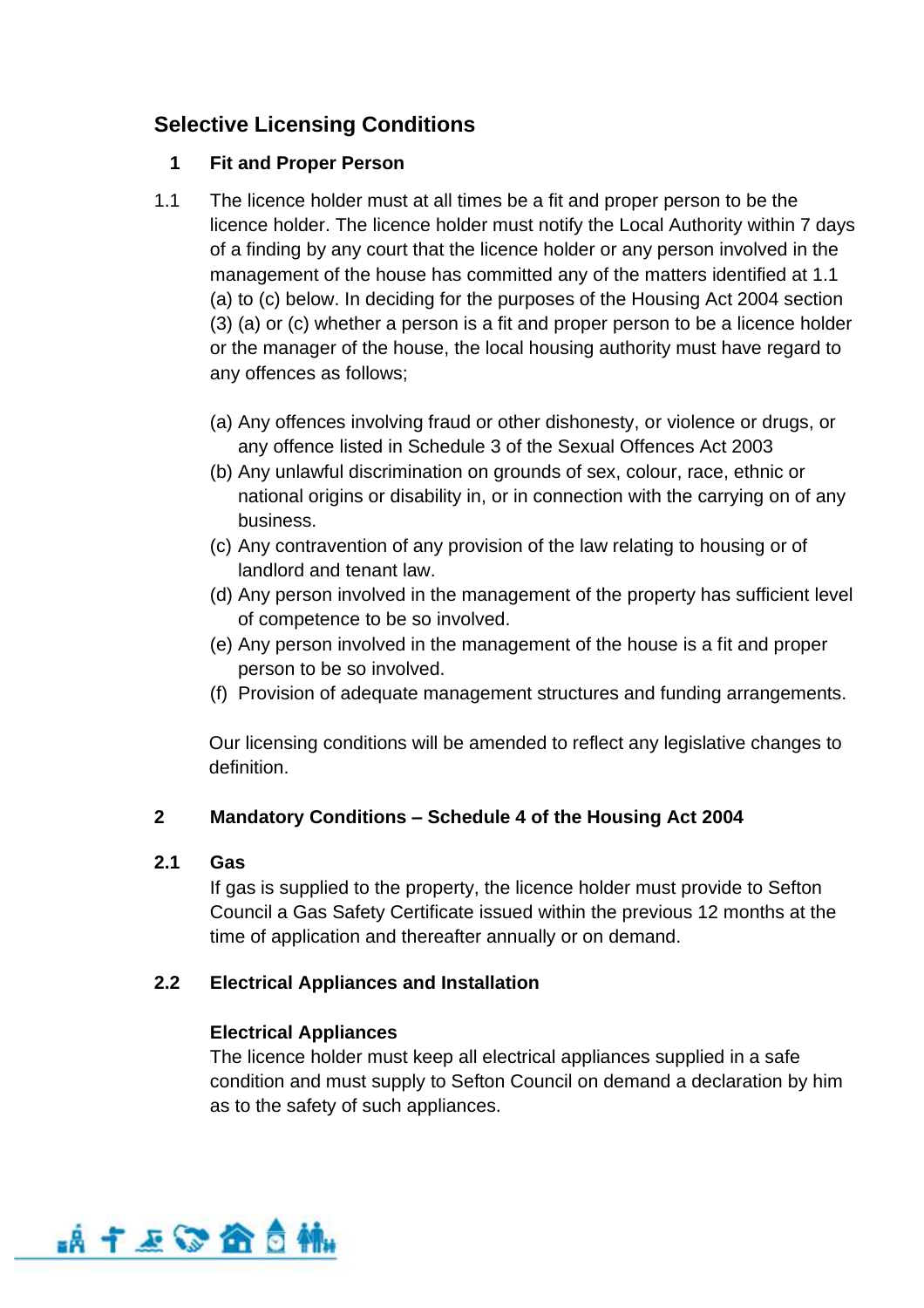## Selective Licensing Conditions

### 1 Fit and Proper Person

1.1 The licence holder must at all times be a fit and proper person to be the licence holder. The licence holder must notify the Local Authority within 7 days of a finding by any court that the licence holder or any person involved in the management of the house has committed any of the matters identified at 1.1 (a) to (c) below. In deciding for the purposes of the Housing Act 2004 section (3) (a) or (c) whether a person is a fit and proper person to be a licence holder or the manager of the house, the local housing authority must have regard to any offences as follows;

(a) Any offences involving fraud or other dishonesty, or violence or drugs, or any offence listed in Schedule 3 of the Sexual Offences Act 2003
(b) Any unlawful discrimination on grounds of sex, colour, race, ethnic or national origins or disability in, or in connection with the carrying on of any business.
(c) Any contravention of any provision of the law relating to housing or of landlord and tenant law.
(d) Any person involved in the management of the property has sufficient level of competence to be so involved.
(e) Any person involved in the management of the house is a fit and proper person to be so involved.
(f) Provision of adequate management structures and funding arrangements.

Our licensing conditions will be amended to reflect any legislative changes to definition.

### 2 Mandatory Conditions – Schedule 4 of the Housing Act 2004

**2.1 Gas**

If gas is supplied to the property, the licence holder must provide to Sefton Council a Gas Safety Certificate issued within the previous 12 months at the time of application and thereafter annually or on demand.

**2.2 Electrical Appliances and Installation**

**Electrical Appliances**

The licence holder must keep all electrical appliances supplied in a safe condition and must supply to Sefton Council on demand a declaration by him as to the safety of such appliances.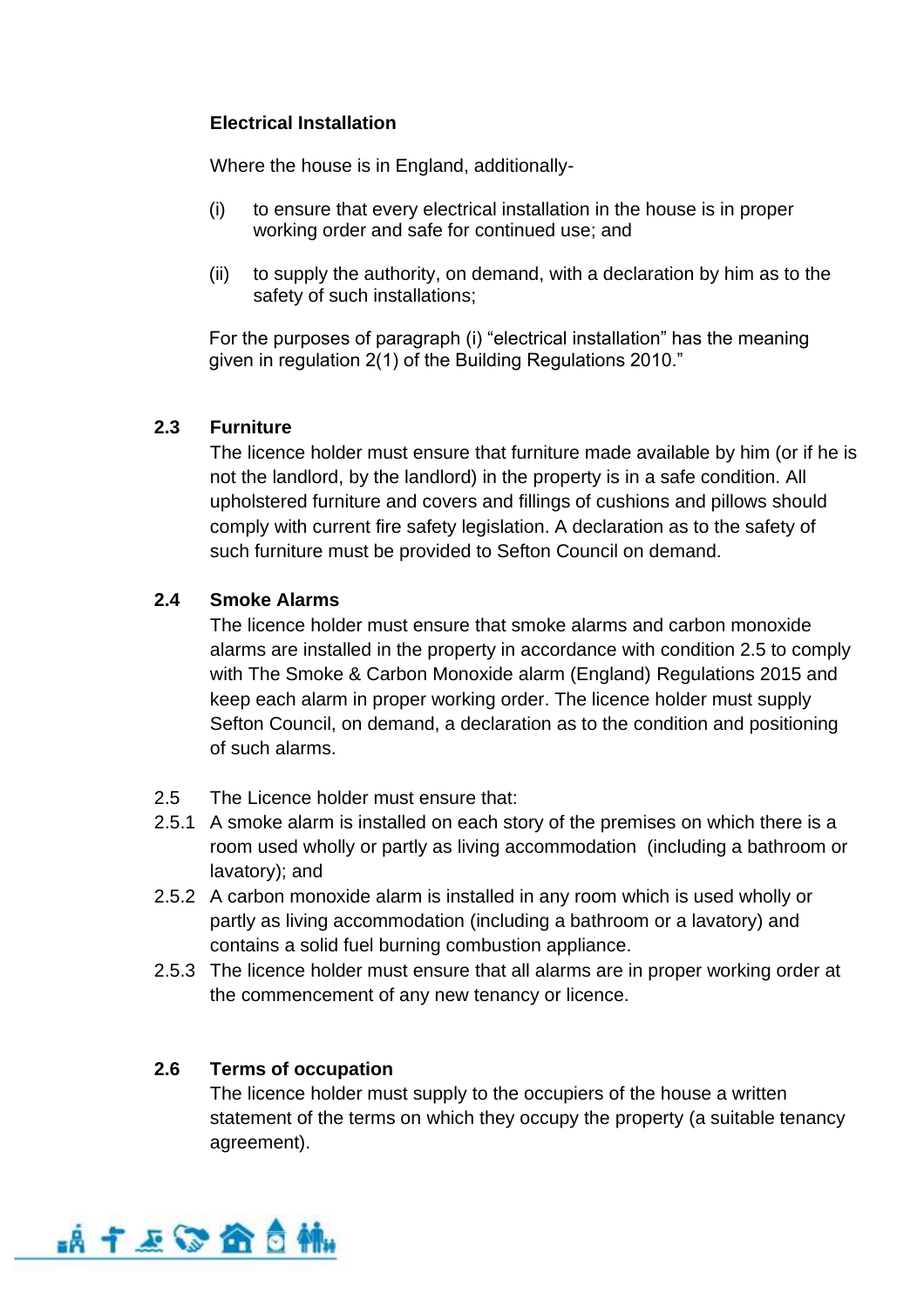**Electrical Installation**

Where the house is in England, additionally-

(i) to ensure that every electrical installation in the house is in proper working order and safe for continued use; and

(ii) to supply the authority, on demand, with a declaration by him as to the safety of such installations;

For the purposes of paragraph (i) "electrical installation" has the meaning given in regulation 2(1) of the Building Regulations 2010."

**2.3 Furniture**

The licence holder must ensure that furniture made available by him (or if he is not the landlord, by the landlord) in the property is in a safe condition. All upholstered furniture and covers and fillings of cushions and pillows should comply with current fire safety legislation. A declaration as to the safety of such furniture must be provided to Sefton Council on demand.

**2.4 Smoke Alarms**

The licence holder must ensure that smoke alarms and carbon monoxide alarms are installed in the property in accordance with condition 2.5 to comply with The Smoke & Carbon Monoxide alarm (England) Regulations 2015 and keep each alarm in proper working order. The licence holder must supply Sefton Council, on demand, a declaration as to the condition and positioning of such alarms.

2.5 The Licence holder must ensure that:

2.5.1 A smoke alarm is installed on each story of the premises on which there is a room used wholly or partly as living accommodation (including a bathroom or lavatory); and

2.5.2 A carbon monoxide alarm is installed in any room which is used wholly or partly as living accommodation (including a bathroom or a lavatory) and contains a solid fuel burning combustion appliance.

2.5.3 The licence holder must ensure that all alarms are in proper working order at the commencement of any new tenancy or licence.

**2.6 Terms of occupation**

The licence holder must supply to the occupiers of the house a written statement of the terms on which they occupy the property (a suitable tenancy agreement).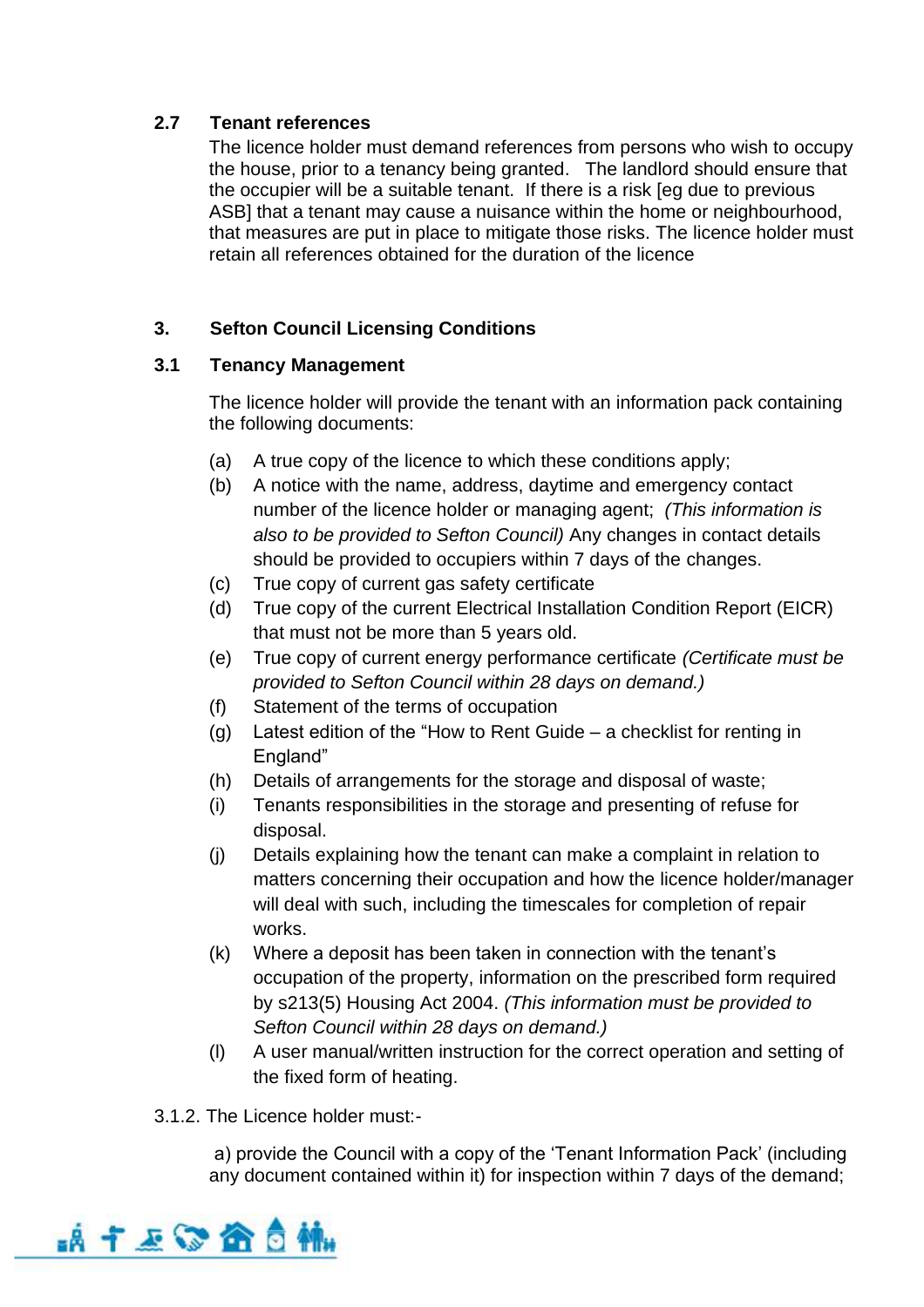### 2.7 Tenant references

The licence holder must demand references from persons who wish to occupy the house, prior to a tenancy being granted. The landlord should ensure that the occupier will be a suitable tenant. If there is a risk [eg due to previous ASB] that a tenant may cause a nuisance within the home or neighbourhood, that measures are put in place to mitigate those risks. The licence holder must retain all references obtained for the duration of the licence

## 3. Sefton Council Licensing Conditions

### 3.1 Tenancy Management

The licence holder will provide the tenant with an information pack containing the following documents:

(a) A true copy of the licence to which these conditions apply;

(b) A notice with the name, address, daytime and emergency contact number of the licence holder or managing agent; *(This information is also to be provided to Sefton Council)* Any changes in contact details should be provided to occupiers within 7 days of the changes.

(c) True copy of current gas safety certificate

(d) True copy of the current Electrical Installation Condition Report (EICR) that must not be more than 5 years old.

(e) True copy of current energy performance certificate *(Certificate must be provided to Sefton Council within 28 days on demand.)*

(f) Statement of the terms of occupation

(g) Latest edition of the "How to Rent Guide – a checklist for renting in England"

(h) Details of arrangements for the storage and disposal of waste;

(i) Tenants responsibilities in the storage and presenting of refuse for disposal.

(j) Details explaining how the tenant can make a complaint in relation to matters concerning their occupation and how the licence holder/manager will deal with such, including the timescales for completion of repair works.

(k) Where a deposit has been taken in connection with the tenant's occupation of the property, information on the prescribed form required by s213(5) Housing Act 2004. *(This information must be provided to Sefton Council within 28 days on demand.)*

(l) A user manual/written instruction for the correct operation and setting of the fixed form of heating.

3.1.2. The Licence holder must:-

a) provide the Council with a copy of the 'Tenant Information Pack' (including any document contained within it) for inspection within 7 days of the demand;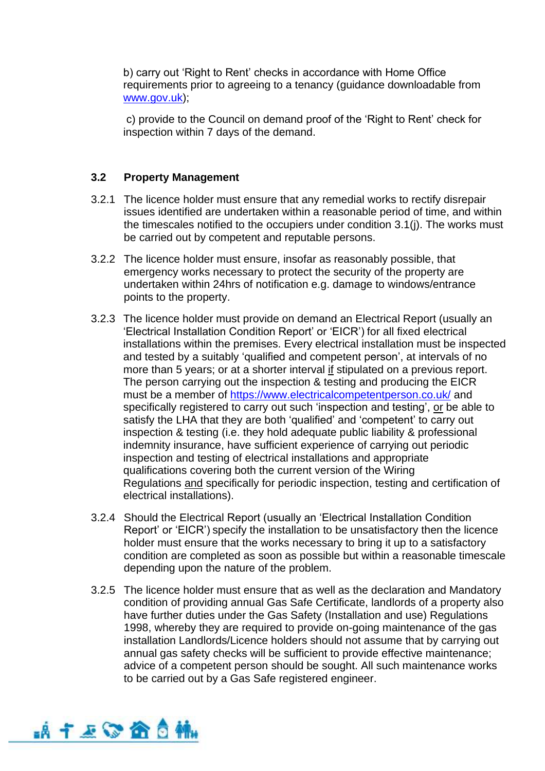b) carry out 'Right to Rent' checks in accordance with Home Office requirements prior to agreeing to a tenancy (guidance downloadable from www.gov.uk);

c) provide to the Council on demand proof of the 'Right to Rent' check for inspection within 7 days of the demand.

### 3.2 Property Management

3.2.1 The licence holder must ensure that any remedial works to rectify disrepair issues identified are undertaken within a reasonable period of time, and within the timescales notified to the occupiers under condition 3.1(j). The works must be carried out by competent and reputable persons.

3.2.2 The licence holder must ensure, insofar as reasonably possible, that emergency works necessary to protect the security of the property are undertaken within 24hrs of notification e.g. damage to windows/entrance points to the property.

3.2.3 The licence holder must provide on demand an Electrical Report (usually an 'Electrical Installation Condition Report' or 'EICR') for all fixed electrical installations within the premises. Every electrical installation must be inspected and tested by a suitably 'qualified and competent person', at intervals of no more than 5 years; or at a shorter interval <u>if</u> stipulated on a previous report. The person carrying out the inspection & testing and producing the EICR must be a member of https://www.electricalcompetentperson.co.uk/ and specifically registered to carry out such 'inspection and testing', <u>or</u> be able to satisfy the LHA that they are both 'qualified' and 'competent' to carry out inspection & testing (i.e. they hold adequate public liability & professional indemnity insurance, have sufficient experience of carrying out periodic inspection and testing of electrical installations and appropriate qualifications covering both the current version of the Wiring Regulations <u>and</u> specifically for periodic inspection, testing and certification of electrical installations).

3.2.4 Should the Electrical Report (usually an 'Electrical Installation Condition Report' or 'EICR') specify the installation to be unsatisfactory then the licence holder must ensure that the works necessary to bring it up to a satisfactory condition are completed as soon as possible but within a reasonable timescale depending upon the nature of the problem.

3.2.5 The licence holder must ensure that as well as the declaration and Mandatory condition of providing annual Gas Safe Certificate, landlords of a property also have further duties under the Gas Safety (Installation and use) Regulations 1998, whereby they are required to provide on-going maintenance of the gas installation Landlords/Licence holders should not assume that by carrying out annual gas safety checks will be sufficient to provide effective maintenance; advice of a competent person should be sought. All such maintenance works to be carried out by a Gas Safe registered engineer.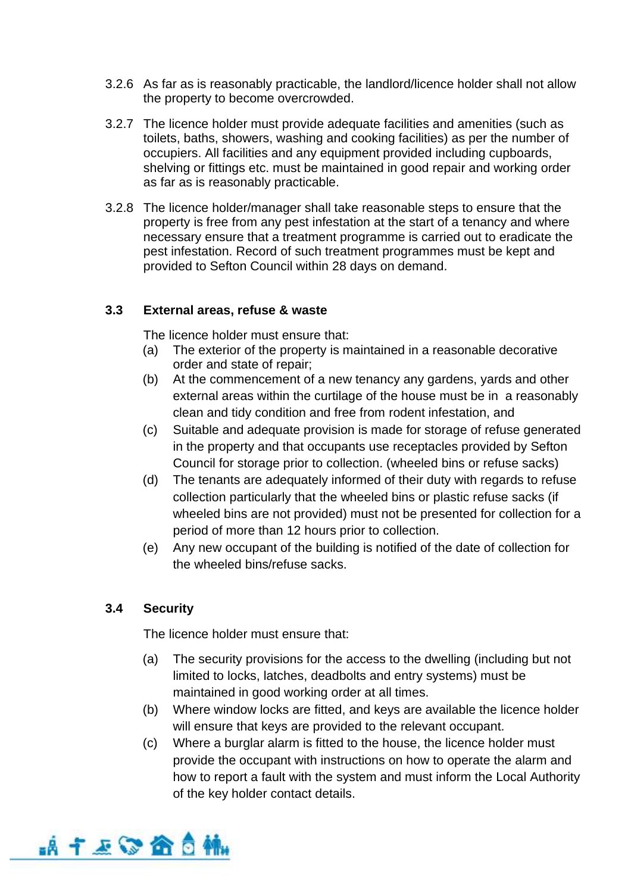3.2.6 As far as is reasonably practicable, the landlord/licence holder shall not allow the property to become overcrowded.

3.2.7 The licence holder must provide adequate facilities and amenities (such as toilets, baths, showers, washing and cooking facilities) as per the number of occupiers. All facilities and any equipment provided including cupboards, shelving or fittings etc. must be maintained in good repair and working order as far as is reasonably practicable.

3.2.8 The licence holder/manager shall take reasonable steps to ensure that the property is free from any pest infestation at the start of a tenancy and where necessary ensure that a treatment programme is carried out to eradicate the pest infestation. Record of such treatment programmes must be kept and provided to Sefton Council within 28 days on demand.

### 3.3 External areas, refuse & waste

The licence holder must ensure that:

(a) The exterior of the property is maintained in a reasonable decorative order and state of repair;

(b) At the commencement of a new tenancy any gardens, yards and other external areas within the curtilage of the house must be in a reasonably clean and tidy condition and free from rodent infestation, and

(c) Suitable and adequate provision is made for storage of refuse generated in the property and that occupants use receptacles provided by Sefton Council for storage prior to collection. (wheeled bins or refuse sacks)

(d) The tenants are adequately informed of their duty with regards to refuse collection particularly that the wheeled bins or plastic refuse sacks (if wheeled bins are not provided) must not be presented for collection for a period of more than 12 hours prior to collection.

(e) Any new occupant of the building is notified of the date of collection for the wheeled bins/refuse sacks.

### 3.4 Security

The licence holder must ensure that:

(a) The security provisions for the access to the dwelling (including but not limited to locks, latches, deadbolts and entry systems) must be maintained in good working order at all times.

(b) Where window locks are fitted, and keys are available the licence holder will ensure that keys are provided to the relevant occupant.

(c) Where a burglar alarm is fitted to the house, the licence holder must provide the occupant with instructions on how to operate the alarm and how to report a fault with the system and must inform the Local Authority of the key holder contact details.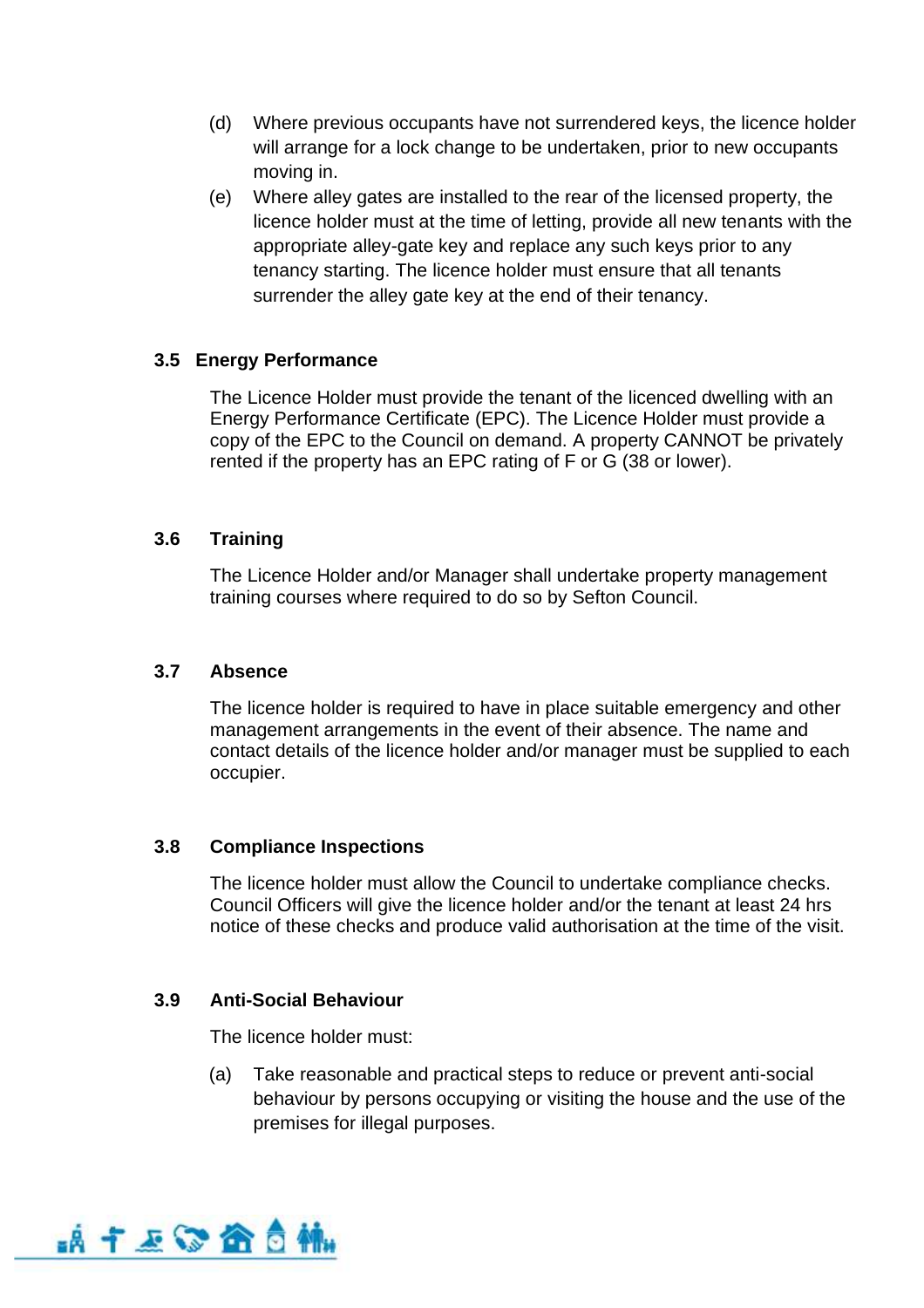(d) Where previous occupants have not surrendered keys, the licence holder will arrange for a lock change to be undertaken, prior to new occupants moving in.

(e) Where alley gates are installed to the rear of the licensed property, the licence holder must at the time of letting, provide all new tenants with the appropriate alley-gate key and replace any such keys prior to any tenancy starting. The licence holder must ensure that all tenants surrender the alley gate key at the end of their tenancy.

### 3.5 Energy Performance

The Licence Holder must provide the tenant of the licenced dwelling with an Energy Performance Certificate (EPC). The Licence Holder must provide a copy of the EPC to the Council on demand. A property CANNOT be privately rented if the property has an EPC rating of F or G (38 or lower).

### 3.6 Training

The Licence Holder and/or Manager shall undertake property management training courses where required to do so by Sefton Council.

### 3.7 Absence

The licence holder is required to have in place suitable emergency and other management arrangements in the event of their absence. The name and contact details of the licence holder and/or manager must be supplied to each occupier.

### 3.8 Compliance Inspections

The licence holder must allow the Council to undertake compliance checks. Council Officers will give the licence holder and/or the tenant at least 24 hrs notice of these checks and produce valid authorisation at the time of the visit.

### 3.9 Anti-Social Behaviour

The licence holder must:

(a) Take reasonable and practical steps to reduce or prevent anti-social behaviour by persons occupying or visiting the house and the use of the premises for illegal purposes.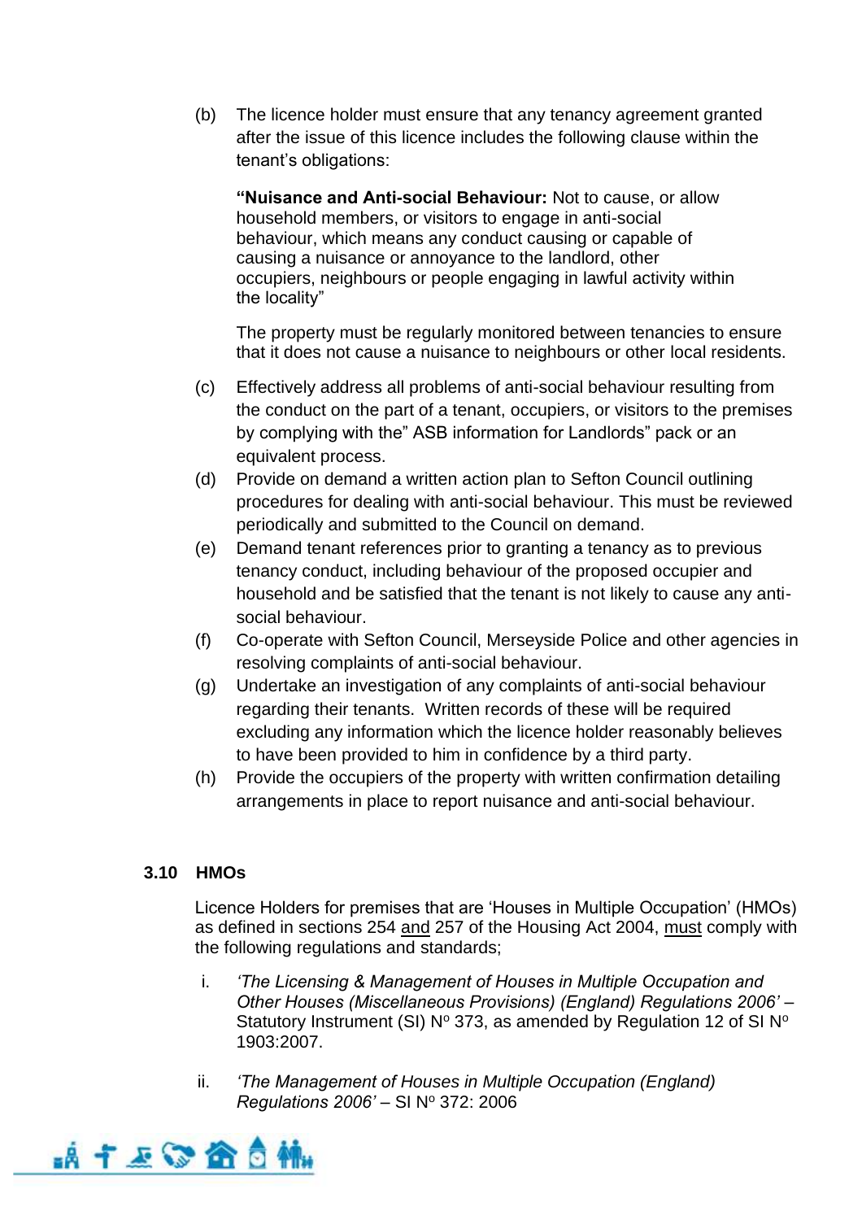(b) The licence holder must ensure that any tenancy agreement granted after the issue of this licence includes the following clause within the tenant's obligations:

**"Nuisance and Anti-social Behaviour:** Not to cause, or allow household members, or visitors to engage in anti-social behaviour, which means any conduct causing or capable of causing a nuisance or annoyance to the landlord, other occupiers, neighbours or people engaging in lawful activity within the locality"

The property must be regularly monitored between tenancies to ensure that it does not cause a nuisance to neighbours or other local residents.

(c) Effectively address all problems of anti-social behaviour resulting from the conduct on the part of a tenant, occupiers, or visitors to the premises by complying with the" ASB information for Landlords" pack or an equivalent process.

(d) Provide on demand a written action plan to Sefton Council outlining procedures for dealing with anti-social behaviour. This must be reviewed periodically and submitted to the Council on demand.

(e) Demand tenant references prior to granting a tenancy as to previous tenancy conduct, including behaviour of the proposed occupier and household and be satisfied that the tenant is not likely to cause any anti-social behaviour.

(f) Co-operate with Sefton Council, Merseyside Police and other agencies in resolving complaints of anti-social behaviour.

(g) Undertake an investigation of any complaints of anti-social behaviour regarding their tenants. Written records of these will be required excluding any information which the licence holder reasonably believes to have been provided to him in confidence by a third party.

(h) Provide the occupiers of the property with written confirmation detailing arrangements in place to report nuisance and anti-social behaviour.

### 3.10 HMOs

Licence Holders for premises that are 'Houses in Multiple Occupation' (HMOs) as defined in sections 254 and 257 of the Housing Act 2004, must comply with the following regulations and standards;

i. *'The Licensing & Management of Houses in Multiple Occupation and Other Houses (Miscellaneous Provisions) (England) Regulations 2006'* – Statutory Instrument (SI) Nº 373, as amended by Regulation 12 of SI Nº 1903:2007.

ii. *'The Management of Houses in Multiple Occupation (England) Regulations 2006'* – SI Nº 372: 2006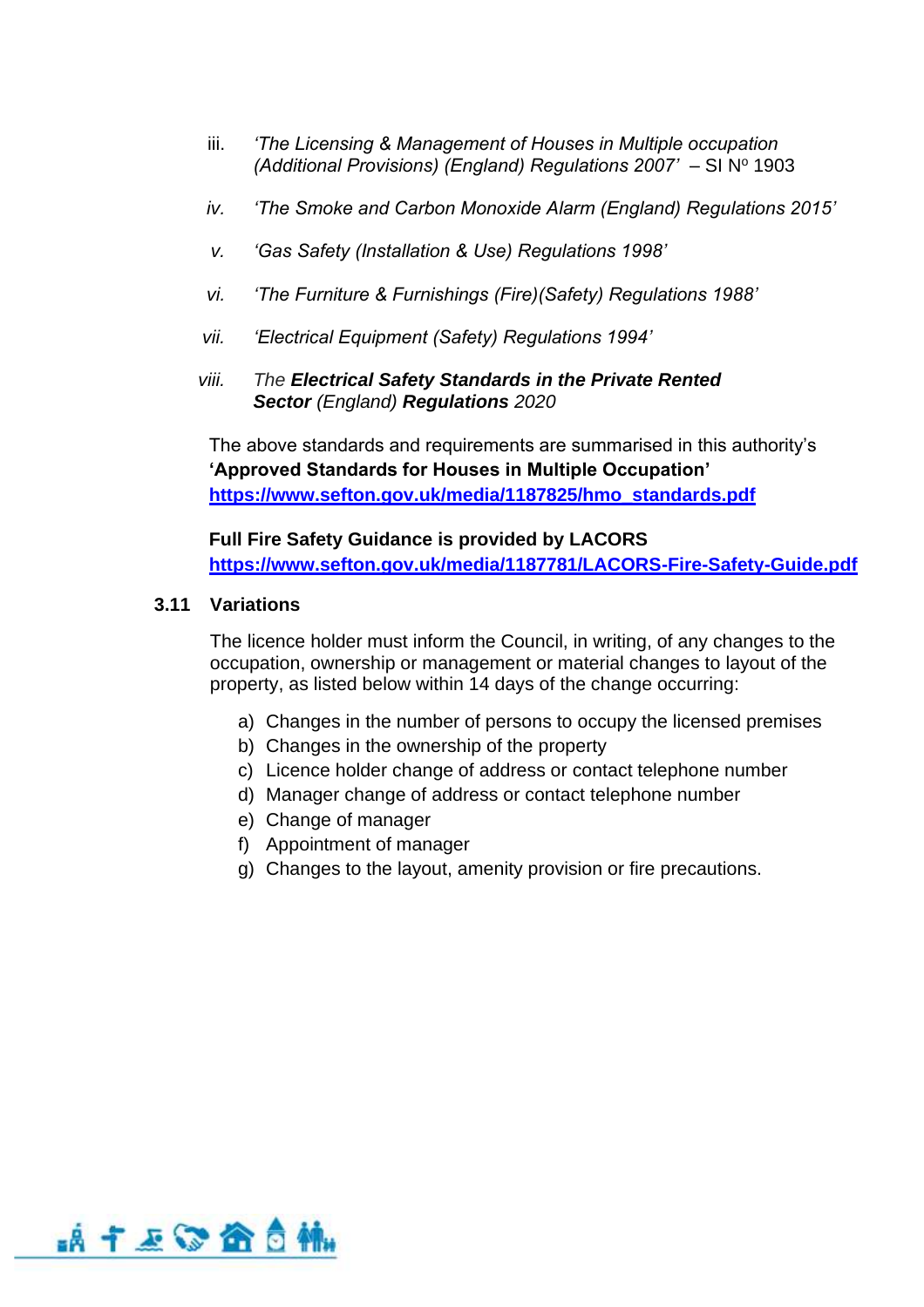iii. *'The Licensing & Management of Houses in Multiple occupation (Additional Provisions) (England) Regulations 2007'* – SI Nº 1903

iv. *'The Smoke and Carbon Monoxide Alarm (England) Regulations 2015'*

v. *'Gas Safety (Installation & Use) Regulations 1998'*

vi. *'The Furniture & Furnishings (Fire)(Safety) Regulations 1988'*

vii. *'Electrical Equipment (Safety) Regulations 1994'*

viii. *The **Electrical Safety Standards in the Private Rented Sector** (England) **Regulations** 2020*

The above standards and requirements are summarised in this authority's **'Approved Standards for Houses in Multiple Occupation'**
**https://www.sefton.gov.uk/media/1187825/hmo_standards.pdf**

**Full Fire Safety Guidance is provided by LACORS**
**https://www.sefton.gov.uk/media/1187781/LACORS-Fire-Safety-Guide.pdf**

### 3.11 Variations

The licence holder must inform the Council, in writing, of any changes to the occupation, ownership or management or material changes to layout of the property, as listed below within 14 days of the change occurring:

a) Changes in the number of persons to occupy the licensed premises
b) Changes in the ownership of the property
c) Licence holder change of address or contact telephone number
d) Manager change of address or contact telephone number
e) Change of manager
f) Appointment of manager
g) Changes to the layout, amenity provision or fire precautions.